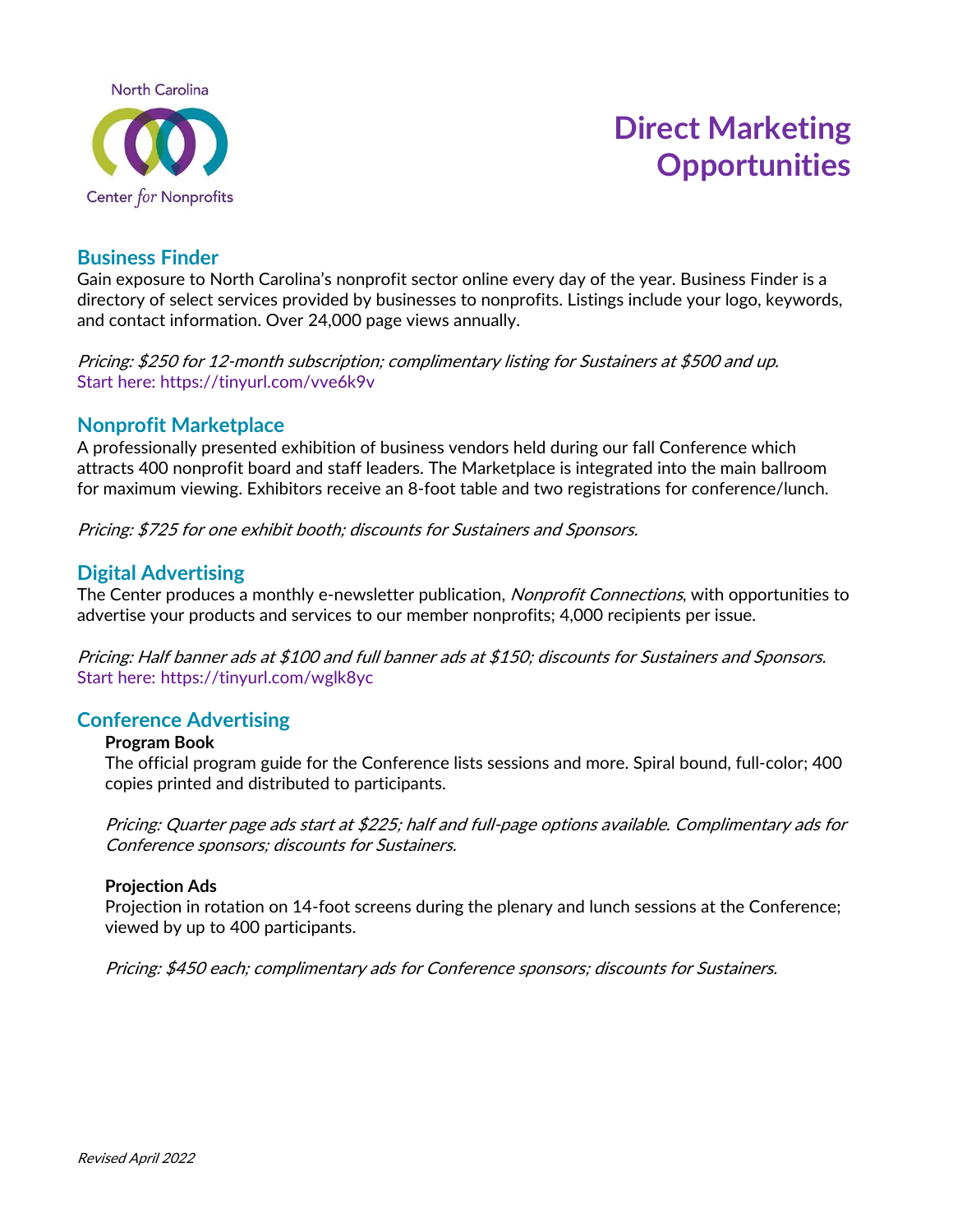North Carolina Center *for* Nonprofits

# Direct Marketing Opportunities

## Business Finder

Gain exposure to North Carolina's nonprofit sector online every day of the year. Business Finder is a directory of select services provided by businesses to nonprofits. Listings include your logo, keywords, and contact information. Over 24,000 page views annually.

*Pricing: $250 for 12-month subscription; complimentary listing for Sustainers at $500 and up.*
Start here: https://tinyurl.com/vve6k9v

## Nonprofit Marketplace

A professionally presented exhibition of business vendors held during our fall Conference which attracts 400 nonprofit board and staff leaders. The Marketplace is integrated into the main ballroom for maximum viewing. Exhibitors receive an 8-foot table and two registrations for conference/lunch.

*Pricing: $725 for one exhibit booth; discounts for Sustainers and Sponsors.*

## Digital Advertising

The Center produces a monthly e-newsletter publication, *Nonprofit Connections*, with opportunities to advertise your products and services to our member nonprofits; 4,000 recipients per issue.

*Pricing: Half banner ads at $100 and full banner ads at $150; discounts for Sustainers and Sponsors.*
Start here: https://tinyurl.com/wglk8yc

## Conference Advertising

### Program Book

The official program guide for the Conference lists sessions and more. Spiral bound, full-color; 400 copies printed and distributed to participants.

*Pricing: Quarter page ads start at $225; half and full-page options available. Complimentary ads for Conference sponsors; discounts for Sustainers.*

### Projection Ads

Projection in rotation on 14-foot screens during the plenary and lunch sessions at the Conference; viewed by up to 400 participants.

*Pricing: $450 each; complimentary ads for Conference sponsors; discounts for Sustainers.*

*Revised April 2022*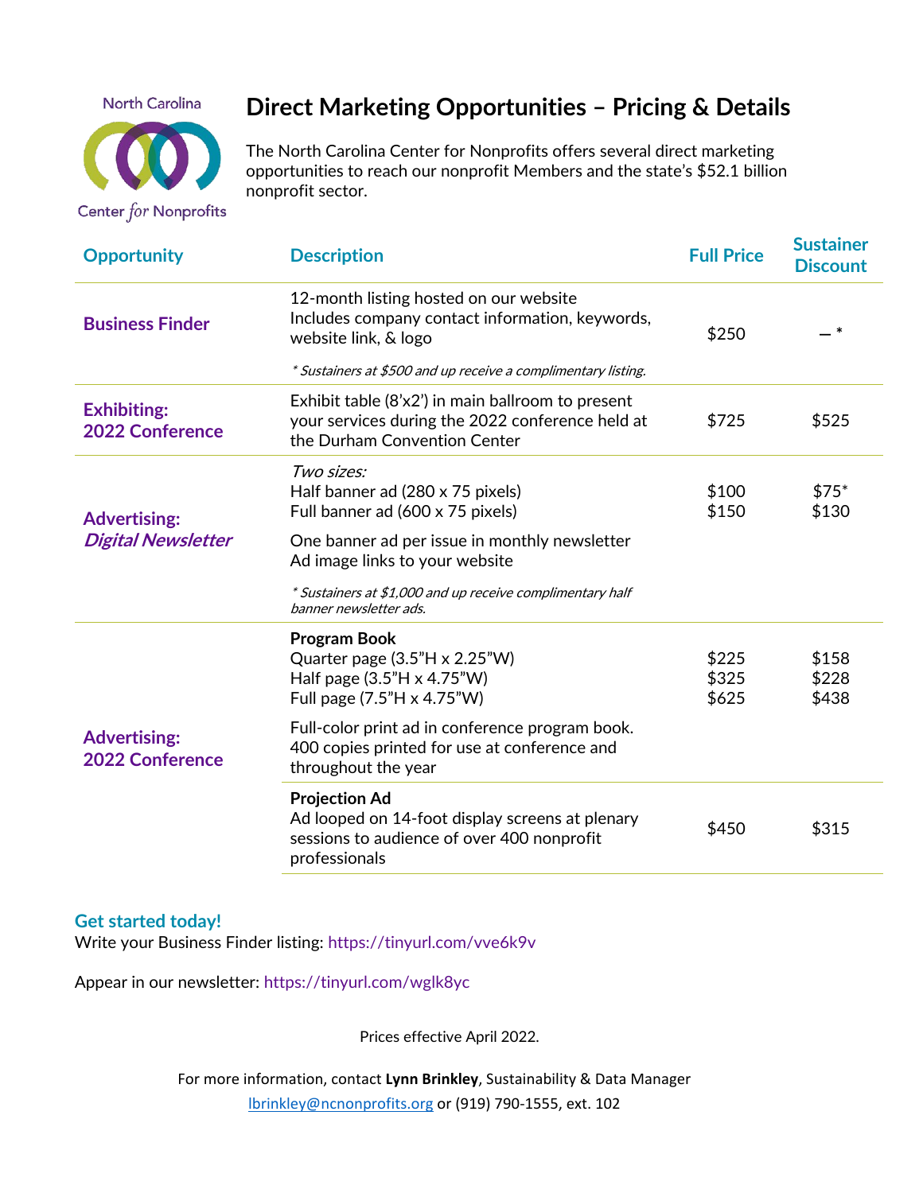North Carolina Center for Nonprofits

# Direct Marketing Opportunities – Pricing & Details

The North Carolina Center for Nonprofits offers several direct marketing opportunities to reach our nonprofit Members and the state's $52.1 billion nonprofit sector.

| Opportunity | Description | Full Price | Sustainer Discount |
|---|---|---|---|
| **Business Finder** | 12-month listing hosted on our website<br>Includes company contact information, keywords, website link, & logo<br>*\* Sustainers at $500 and up receive a complimentary listing.* | $250 | – * |
| **Exhibiting: 2022 Conference** | Exhibit table (8'x2') in main ballroom to present your services during the 2022 conference held at the Durham Convention Center | $725 | $525 |
| **Advertising: *Digital Newsletter*** | *Two sizes:*<br>Half banner ad (280 x 75 pixels)<br>Full banner ad (600 x 75 pixels)<br>One banner ad per issue in monthly newsletter<br>Ad image links to your website<br>*\* Sustainers at $1,000 and up receive complimentary half banner newsletter ads.* | <br>$100<br>$150 | <br>$75*<br>$130 |
| **Advertising: 2022 Conference** | **Program Book**<br>Quarter page (3.5"H x 2.25"W)<br>Half page (3.5"H x 4.75"W)<br>Full page (7.5"H x 4.75"W)<br>Full-color print ad in conference program book. 400 copies printed for use at conference and throughout the year | <br>$225<br>$325<br>$625 | <br>$158<br>$228<br>$438 |
| | **Projection Ad**<br>Ad looped on 14-foot display screens at plenary sessions to audience of over 400 nonprofit professionals | $450 | $315 |

## Get started today!

Write your Business Finder listing: https://tinyurl.com/vve6k9v

Appear in our newsletter: https://tinyurl.com/wglk8yc

Prices effective April 2022.

For more information, contact **Lynn Brinkley**, Sustainability & Data Manager
lbrinkley@ncnonprofits.org or (919) 790-1555, ext. 102